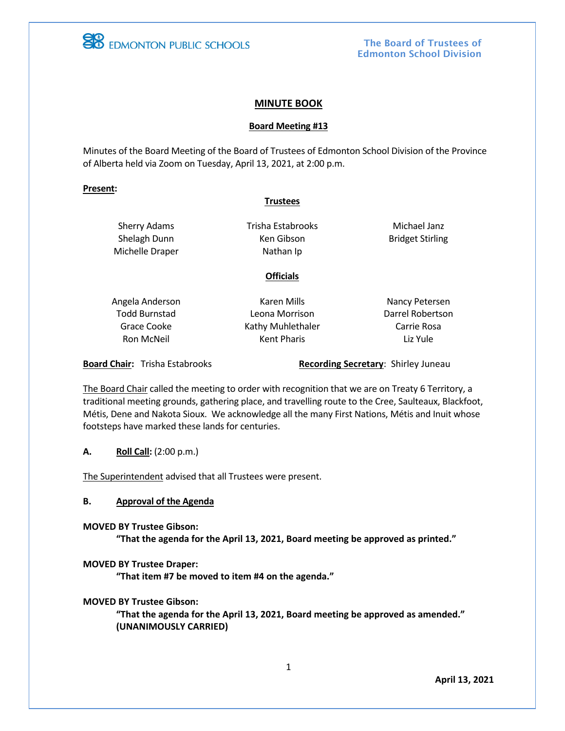EDMONTON PUBLIC SCHOOLS

The Board of Trustees of Edmonton School Division

## MINUTE BOOK

### Board Meeting #13

Minutes of the Board Meeting of the Board of Trustees of Edmonton School Division of the Province of Alberta held via Zoom on Tuesday, April 13, 2021, at 2:00 p.m.

**Present:**

**Trustees**

| | | |
|---|---|---|
| Sherry Adams | Trisha Estabrooks | Michael Janz |
| Shelagh Dunn | Ken Gibson | Bridget Stirling |
| Michelle Draper | Nathan Ip | |

**Officials**

| | | |
|---|---|---|
| Angela Anderson | Karen Mills | Nancy Petersen |
| Todd Burnstad | Leona Morrison | Darrel Robertson |
| Grace Cooke | Kathy Muhlethaler | Carrie Rosa |
| Ron McNeil | Kent Pharis | Liz Yule |

**Board Chair:** Trisha Estabrooks　　**Recording Secretary**: Shirley Juneau

The Board Chair called the meeting to order with recognition that we are on Treaty 6 Territory, a traditional meeting grounds, gathering place, and travelling route to the Cree, Saulteaux, Blackfoot, Métis, Dene and Nakota Sioux. We acknowledge all the many First Nations, Métis and Inuit whose footsteps have marked these lands for centuries.

**A. Roll Call:** (2:00 p.m.)

The Superintendent advised that all Trustees were present.

**B. Approval of the Agenda**

**MOVED BY Trustee Gibson:**
**"That the agenda for the April 13, 2021, Board meeting be approved as printed."**

**MOVED BY Trustee Draper:**
**"That item #7 be moved to item #4 on the agenda."**

**MOVED BY Trustee Gibson:**
**"That the agenda for the April 13, 2021, Board meeting be approved as amended." (UNANIMOUSLY CARRIED)**

**April 13, 2021**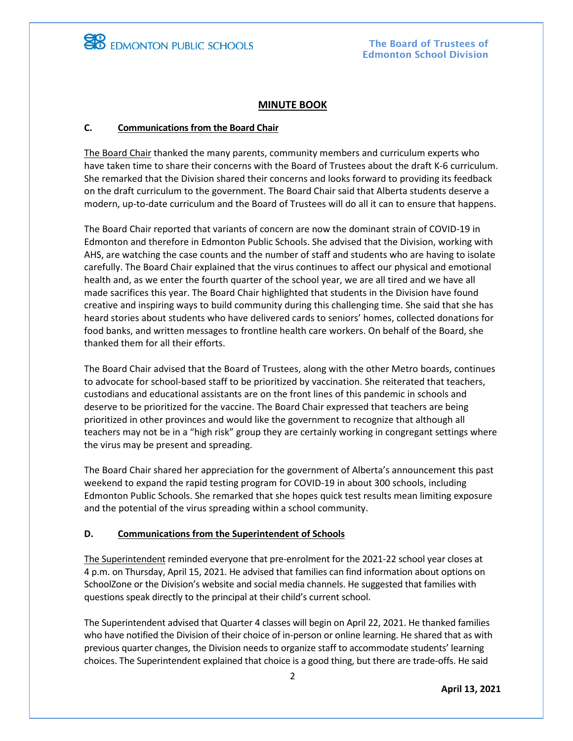## MINUTE BOOK

### C. Communications from the Board Chair

The Board Chair thanked the many parents, community members and curriculum experts who have taken time to share their concerns with the Board of Trustees about the draft K-6 curriculum. She remarked that the Division shared their concerns and looks forward to providing its feedback on the draft curriculum to the government. The Board Chair said that Alberta students deserve a modern, up-to-date curriculum and the Board of Trustees will do all it can to ensure that happens.

The Board Chair reported that variants of concern are now the dominant strain of COVID-19 in Edmonton and therefore in Edmonton Public Schools. She advised that the Division, working with AHS, are watching the case counts and the number of staff and students who are having to isolate carefully. The Board Chair explained that the virus continues to affect our physical and emotional health and, as we enter the fourth quarter of the school year, we are all tired and we have all made sacrifices this year. The Board Chair highlighted that students in the Division have found creative and inspiring ways to build community during this challenging time. She said that she has heard stories about students who have delivered cards to seniors' homes, collected donations for food banks, and written messages to frontline health care workers. On behalf of the Board, she thanked them for all their efforts.

The Board Chair advised that the Board of Trustees, along with the other Metro boards, continues to advocate for school-based staff to be prioritized by vaccination. She reiterated that teachers, custodians and educational assistants are on the front lines of this pandemic in schools and deserve to be prioritized for the vaccine. The Board Chair expressed that teachers are being prioritized in other provinces and would like the government to recognize that although all teachers may not be in a "high risk" group they are certainly working in congregant settings where the virus may be present and spreading.

The Board Chair shared her appreciation for the government of Alberta's announcement this past weekend to expand the rapid testing program for COVID-19 in about 300 schools, including Edmonton Public Schools. She remarked that she hopes quick test results mean limiting exposure and the potential of the virus spreading within a school community.

### D. Communications from the Superintendent of Schools

The Superintendent reminded everyone that pre-enrolment for the 2021-22 school year closes at 4 p.m. on Thursday, April 15, 2021. He advised that families can find information about options on SchoolZone or the Division's website and social media channels. He suggested that families with questions speak directly to the principal at their child's current school.

The Superintendent advised that Quarter 4 classes will begin on April 22, 2021. He thanked families who have notified the Division of their choice of in-person or online learning. He shared that as with previous quarter changes, the Division needs to organize staff to accommodate students' learning choices. The Superintendent explained that choice is a good thing, but there are trade-offs. He said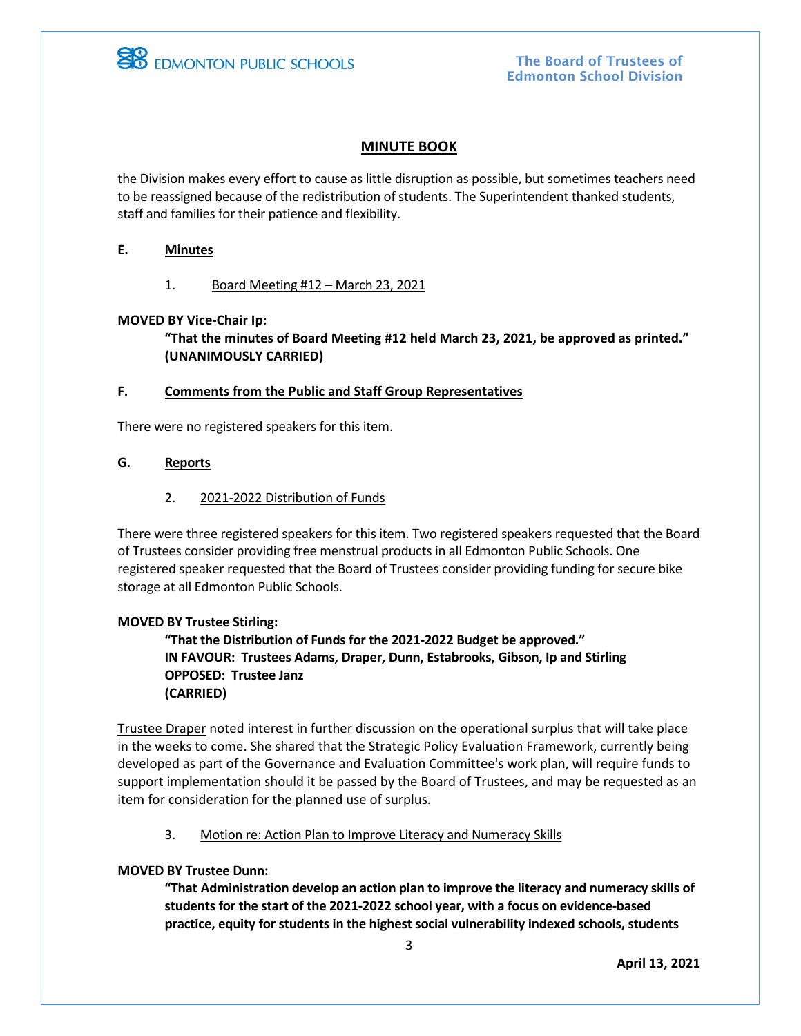the Division makes every effort to cause as little disruption as possible, but sometimes teachers need to be reassigned because of the redistribution of students. The Superintendent thanked students, staff and families for their patience and flexibility.

## E. Minutes

1. Board Meeting #12 – March 23, 2021

**MOVED BY Vice-Chair Ip:**

> **"That the minutes of Board Meeting #12 held March 23, 2021, be approved as printed." (UNANIMOUSLY CARRIED)**

## F. Comments from the Public and Staff Group Representatives

There were no registered speakers for this item.

## G. Reports

2. 2021-2022 Distribution of Funds

There were three registered speakers for this item. Two registered speakers requested that the Board of Trustees consider providing free menstrual products in all Edmonton Public Schools. One registered speaker requested that the Board of Trustees consider providing funding for secure bike storage at all Edmonton Public Schools.

**MOVED BY Trustee Stirling:**

> **"That the Distribution of Funds for the 2021-2022 Budget be approved."**
> **IN FAVOUR: Trustees Adams, Draper, Dunn, Estabrooks, Gibson, Ip and Stirling**
> **OPPOSED: Trustee Janz**
> **(CARRIED)**

Trustee Draper noted interest in further discussion on the operational surplus that will take place in the weeks to come. She shared that the Strategic Policy Evaluation Framework, currently being developed as part of the Governance and Evaluation Committee's work plan, will require funds to support implementation should it be passed by the Board of Trustees, and may be requested as an item for consideration for the planned use of surplus.

3. Motion re: Action Plan to Improve Literacy and Numeracy Skills

**MOVED BY Trustee Dunn:**

> **"That Administration develop an action plan to improve the literacy and numeracy skills of students for the start of the 2021-2022 school year, with a focus on evidence-based practice, equity for students in the highest social vulnerability indexed schools, students**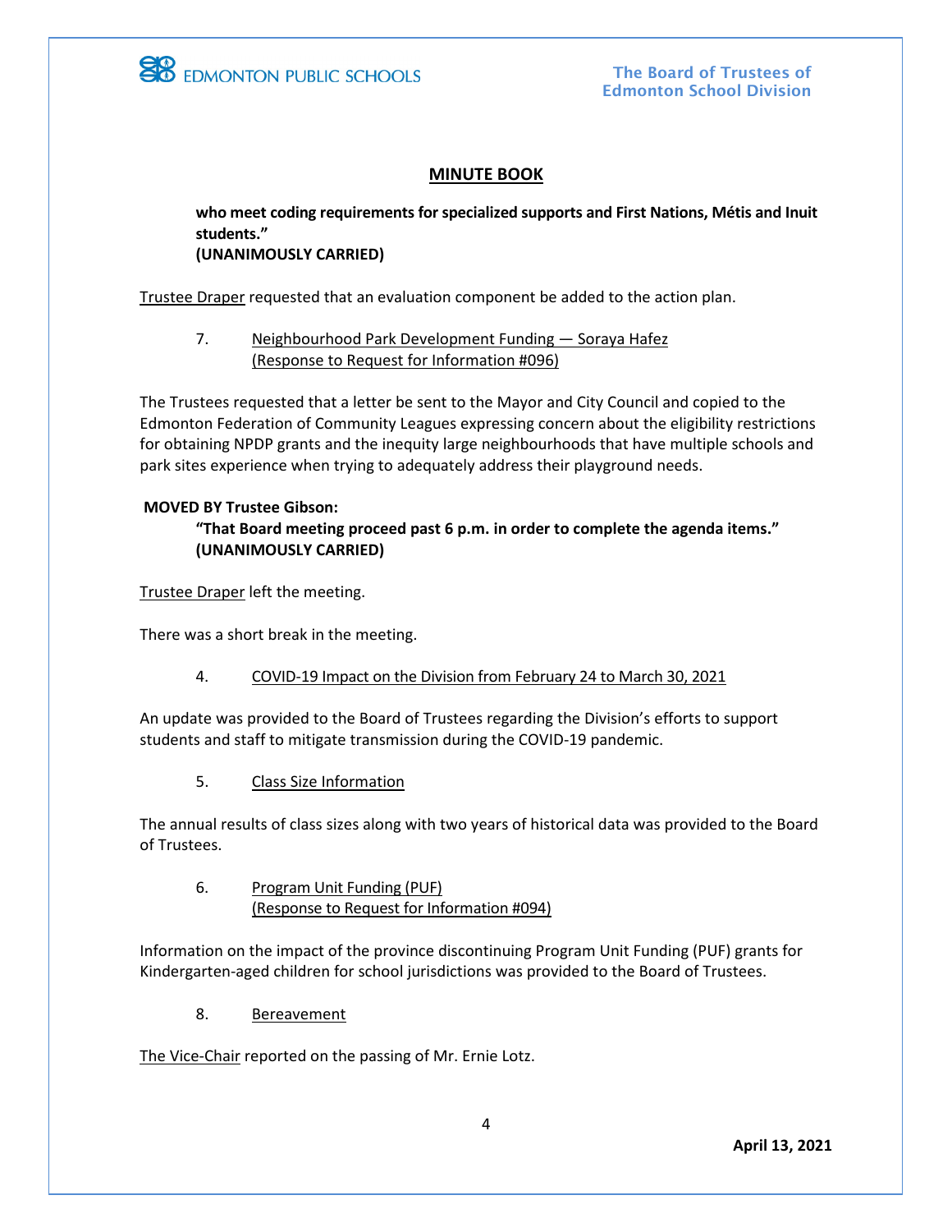## MINUTE BOOK

**who meet coding requirements for specialized supports and First Nations, Métis and Inuit students."**
**(UNANIMOUSLY CARRIED)**

Trustee Draper requested that an evaluation component be added to the action plan.

7. Neighbourhood Park Development Funding — Soraya Hafez
(Response to Request for Information #096)

The Trustees requested that a letter be sent to the Mayor and City Council and copied to the Edmonton Federation of Community Leagues expressing concern about the eligibility restrictions for obtaining NPDP grants and the inequity large neighbourhoods that have multiple schools and park sites experience when trying to adequately address their playground needs.

**MOVED BY Trustee Gibson:**
**"That Board meeting proceed past 6 p.m. in order to complete the agenda items."**
**(UNANIMOUSLY CARRIED)**

Trustee Draper left the meeting.

There was a short break in the meeting.

4. COVID-19 Impact on the Division from February 24 to March 30, 2021

An update was provided to the Board of Trustees regarding the Division's efforts to support students and staff to mitigate transmission during the COVID-19 pandemic.

5. Class Size Information

The annual results of class sizes along with two years of historical data was provided to the Board of Trustees.

6. Program Unit Funding (PUF)
(Response to Request for Information #094)

Information on the impact of the province discontinuing Program Unit Funding (PUF) grants for Kindergarten-aged children for school jurisdictions was provided to the Board of Trustees.

8. Bereavement

The Vice-Chair reported on the passing of Mr. Ernie Lotz.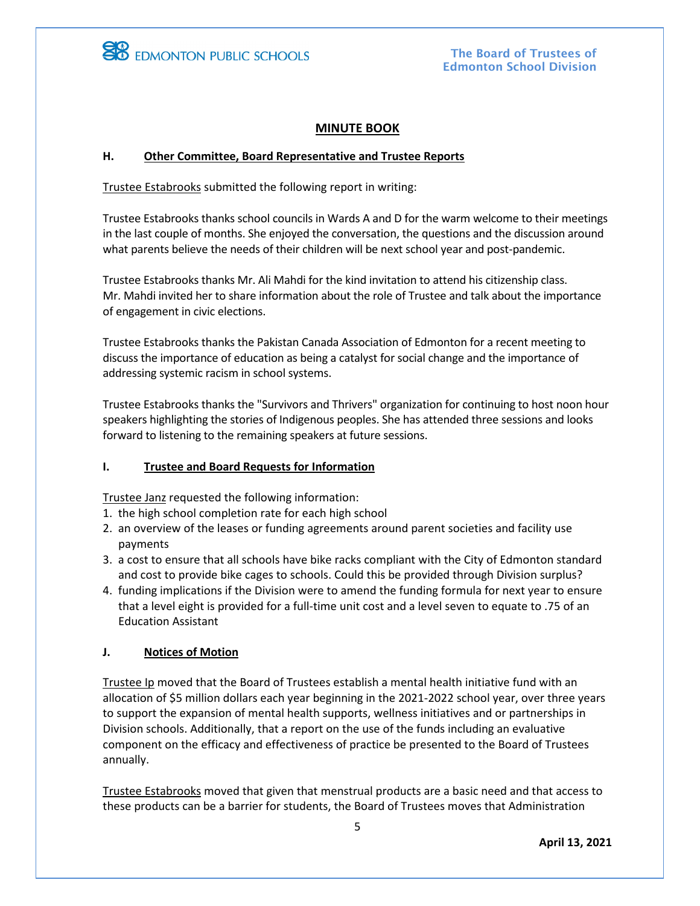## MINUTE BOOK

### H. Other Committee, Board Representative and Trustee Reports

Trustee Estabrooks submitted the following report in writing:

Trustee Estabrooks thanks school councils in Wards A and D for the warm welcome to their meetings in the last couple of months. She enjoyed the conversation, the questions and the discussion around what parents believe the needs of their children will be next school year and post-pandemic.

Trustee Estabrooks thanks Mr. Ali Mahdi for the kind invitation to attend his citizenship class. Mr. Mahdi invited her to share information about the role of Trustee and talk about the importance of engagement in civic elections.

Trustee Estabrooks thanks the Pakistan Canada Association of Edmonton for a recent meeting to discuss the importance of education as being a catalyst for social change and the importance of addressing systemic racism in school systems.

Trustee Estabrooks thanks the "Survivors and Thrivers" organization for continuing to host noon hour speakers highlighting the stories of Indigenous peoples. She has attended three sessions and looks forward to listening to the remaining speakers at future sessions.

### I. Trustee and Board Requests for Information

Trustee Janz requested the following information:

1. the high school completion rate for each high school
2. an overview of the leases or funding agreements around parent societies and facility use payments
3. a cost to ensure that all schools have bike racks compliant with the City of Edmonton standard and cost to provide bike cages to schools. Could this be provided through Division surplus?
4. funding implications if the Division were to amend the funding formula for next year to ensure that a level eight is provided for a full-time unit cost and a level seven to equate to .75 of an Education Assistant

### J. Notices of Motion

Trustee Ip moved that the Board of Trustees establish a mental health initiative fund with an allocation of $5 million dollars each year beginning in the 2021-2022 school year, over three years to support the expansion of mental health supports, wellness initiatives and or partnerships in Division schools. Additionally, that a report on the use of the funds including an evaluative component on the efficacy and effectiveness of practice be presented to the Board of Trustees annually.

Trustee Estabrooks moved that given that menstrual products are a basic need and that access to these products can be a barrier for students, the Board of Trustees moves that Administration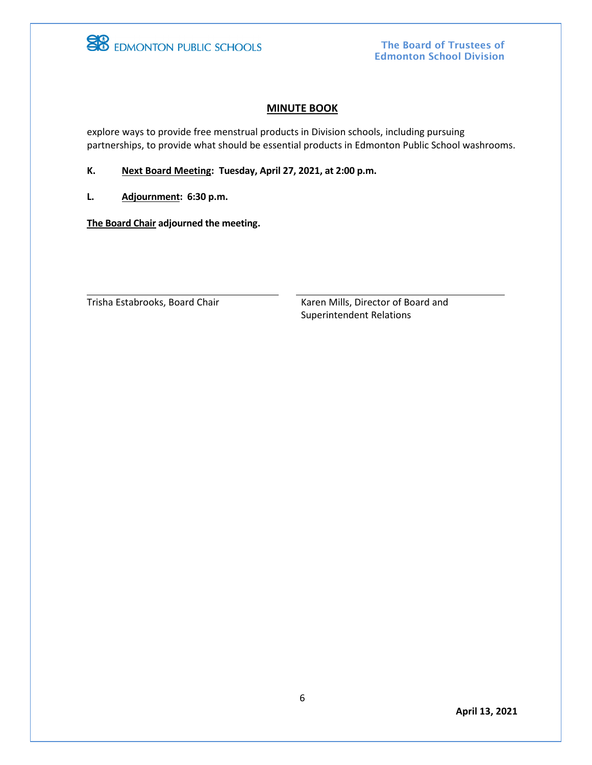**MINUTE BOOK**

explore ways to provide free menstrual products in Division schools, including pursuing partnerships, to provide what should be essential products in Edmonton Public School washrooms.

**K. Next Board Meeting: Tuesday, April 27, 2021, at 2:00 p.m.**

**L. Adjournment: 6:30 p.m.**

**The Board Chair adjourned the meeting.**

| | |
|---|---|
| Trisha Estabrooks, Board Chair | Karen Mills, Director of Board and Superintendent Relations |

**April 13, 2021**